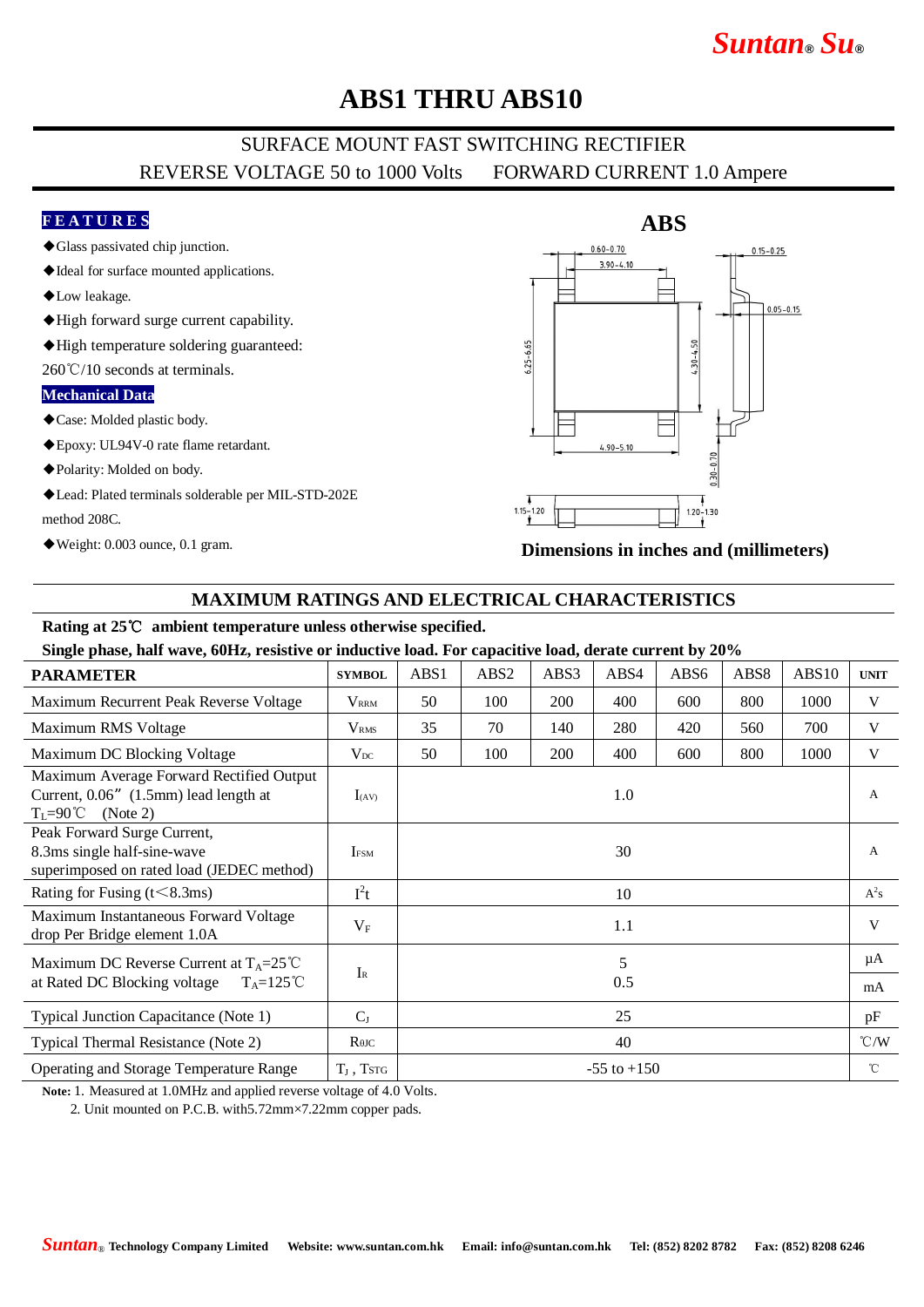# ABS1 THRU ABS10

## SURFACE MOUNT FAST SWITCHING RECTIFIER

REVERSE VOLTAGE 50 to 1000 Volts    FORWARD CURRENT 1.0 Ampere

### FEATURES

- ◆Glass passivated chip junction.
- ◆Ideal for surface mounted applications.
- ◆Low leakage.
- ◆High forward surge current capability.
- ◆High temperature soldering guaranteed: 260℃/10 seconds at terminals.

### Mechanical Data

- ◆Case: Molded plastic body.
- ◆Epoxy: UL94V-0 rate flame retardant.
- ◆Polarity: Molded on body.
- ◆Lead: Plated terminals solderable per MIL-STD-202E method 208C.
- ◆Weight: 0.003 ounce, 0.1 gram.

**ABS**

0.60–0.70 3.90–4.10 0.15–0.25 0.05–0.15 6.25–6.65 4.30–4.50 4.90–5.10 0.30–0.70 1.15–1.20 1.20–1.30

**Dimensions in inches and (millimeters)**

## MAXIMUM RATINGS AND ELECTRICAL CHARACTERISTICS

**Rating at 25℃ ambient temperature unless otherwise specified.**

**Single phase, half wave, 60Hz, resistive or inductive load. For capacitive load, derate current by 20%**

| PARAMETER | SYMBOL | ABS1 | ABS2 | ABS3 | ABS4 | ABS6 | ABS8 | ABS10 | UNIT |
|---|---|---|---|---|---|---|---|---|---|
| Maximum Recurrent Peak Reverse Voltage | $V_{RRM}$ | 50 | 100 | 200 | 400 | 600 | 800 | 1000 | V |
| Maximum RMS Voltage | $V_{RMS}$ | 35 | 70 | 140 | 280 | 420 | 560 | 700 | V |
| Maximum DC Blocking Voltage | $V_{DC}$ | 50 | 100 | 200 | 400 | 600 | 800 | 1000 | V |
| Maximum Average Forward Rectified Output Current, 0.06" (1.5mm) lead length at $T_L$=90℃ (Note 2) | $I_{(AV)}$ | 1.0 | | | | | | | A |
| Peak Forward Surge Current, 8.3ms single half-sine-wave superimposed on rated load (JEDEC method) | $I_{FSM}$ | 30 | | | | | | | A |
| Rating for Fusing (t<8.3ms) | $I^2t$ | 10 | | | | | | | $A^2s$ |
| Maximum Instantaneous Forward Voltage drop Per Bridge element 1.0A | $V_F$ | 1.1 | | | | | | | V |
| Maximum DC Reverse Current at $T_A$=25℃ | $I_R$ | 5 | | | | | | | μA |
| at Rated DC Blocking voltage $T_A$=125℃ | | 0.5 | | | | | | | mA |
| Typical Junction Capacitance (Note 1) | $C_J$ | 25 | | | | | | | pF |
| Typical Thermal Resistance (Note 2) | $R_{θJC}$ | 40 | | | | | | | ℃/W |
| Operating and Storage Temperature Range | $T_J$, $T_{STG}$ | -55 to +150 | | | | | | | ℃ |

**Note:** 1. Measured at 1.0MHz and applied reverse voltage of 4.0 Volts.
2. Unit mounted on P.C.B. with5.72mm×7.22mm copper pads.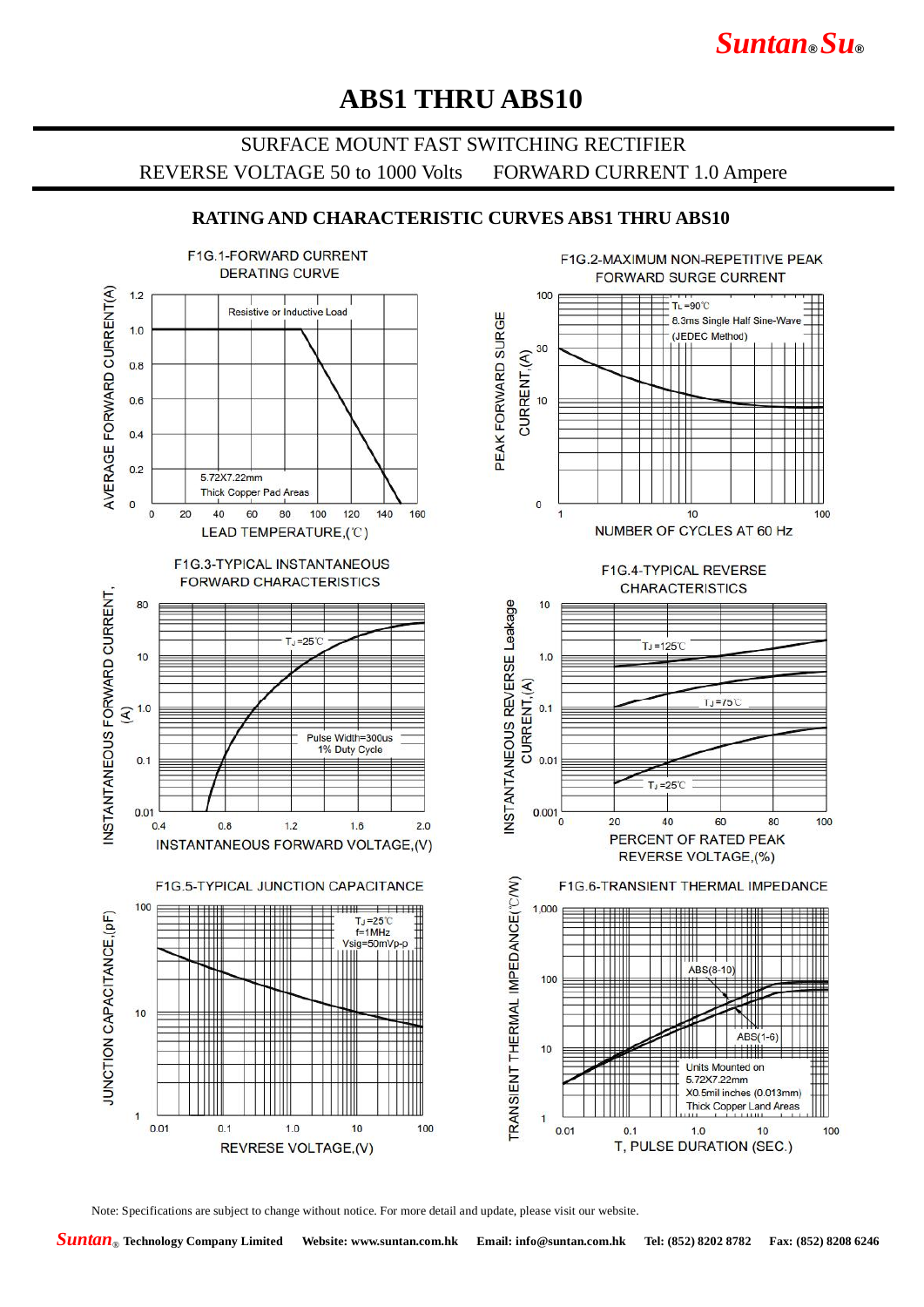# ABS1 THRU ABS10

SURFACE MOUNT FAST SWITCHING RECTIFIER

REVERSE VOLTAGE 50 to 1000 Volts FORWARD CURRENT 1.0 Ampere

## RATING AND CHARACTERISTIC CURVES ABS1 THRU ABS10

F1G.1-FORWARD CURRENT DERATING CURVE

AVERAGE FORWARD CURRENT(A)

1.2
1.0
0.8
0.6
0.4
0.2
0

Resistive or Inductive Load

5.72X7.22mm
Thick Copper Pad Areas

0 20 40 60 80 100 120 140 160

LEAD TEMPERATURE,(℃)

F1G.2-MAXIMUM NON-REPETITIVE PEAK FORWARD SURGE CURRENT

PEAK FORWARD SURGE CURRENT,(A)

100
30
10
0

$T_L$ =90℃
8.3ms Single Half Sine-Wave
(JEDEC Method)

1 10 100

NUMBER OF CYCLES AT 60 Hz

F1G.3-TYPICAL INSTANTANEOUS FORWARD CHARACTERISTICS

INSTANTANEOUS FORWARD CURRENT, (A)

80
10
1.0
0.1
0.01

$T_J$ =25℃

Pulse Width=300us
1% Duty Cycle

0.4 0.8 1.2 1.6 2.0

INSTANTANEOUS FORWARD VOLTAGE,(V)

F1G.4-TYPICAL REVERSE CHARACTERISTICS

INSTANTANEOUS REVERSE Leakage CURRENT,(A)

10
1.0
0.1
0.01
0.001

$T_J$ =125℃
$T_J$ =75℃
$T_J$ =25℃

0 20 40 60 80 100

PERCENT OF RATED PEAK REVERSE VOLTAGE,(%)

F1G.5-TYPICAL JUNCTION CAPACITANCE

JUNCTION CAPACITANCE,(pF)

100
10
1

$T_J$ =25℃
f=1MHz
Vsig=50mVp-p

0.01 0.1 1.0 10 100

REVRESE VOLTAGE,(V)

F1G.6-TRANSIENT THERMAL IMPEDANCE

TRANSIENT THERMAL IMPEDANCE(℃/W)

1,000
100
10
1

ABS(8-10)
ABS(1-6)

Units Mounted on
5.72X7.22mm
X0.5mil inches (0.013mm)
Thick Copper Land Areas

0.01 0.1 1.0 10 100

T, PULSE DURATION (SEC.)

Note: Specifications are subject to change without notice. For more detail and update, please visit our website.

Suntan® Technology Company Limited Website: www.suntan.com.hk Email: info@suntan.com.hk Tel: (852) 8202 8782 Fax: (852) 8208 6246